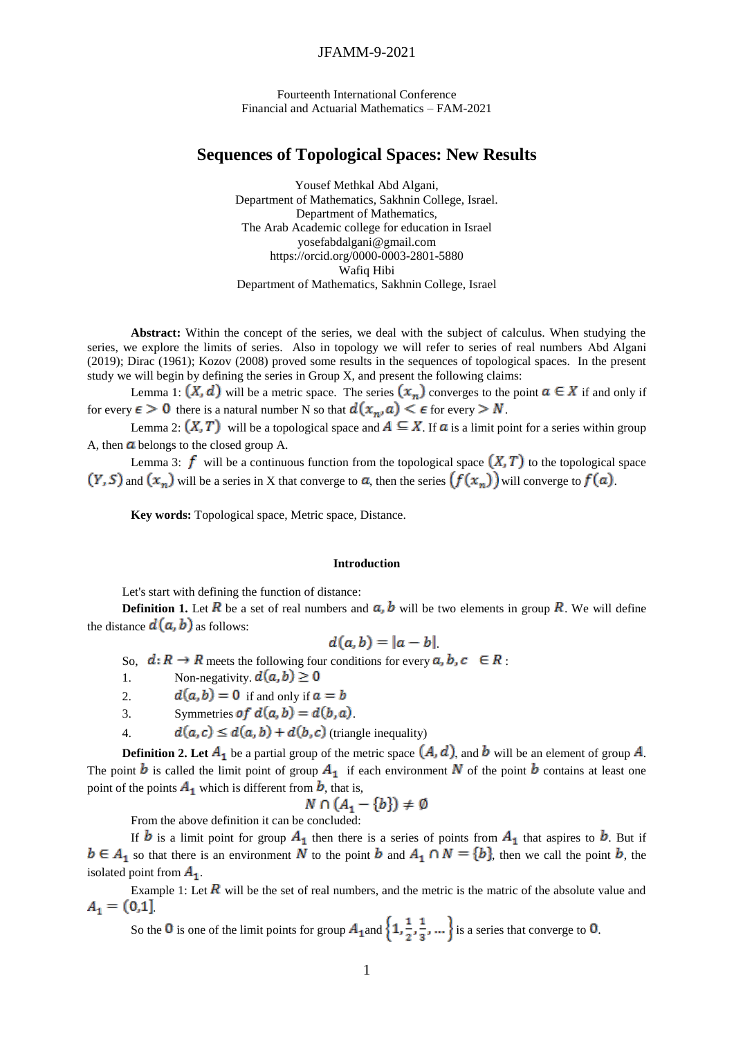Fourteenth International Conference
Financial and Actuarial Mathematics – FAM-2021

# Sequences of Topological Spaces: New Results

Yousef Methkal Abd Algani,
Department of Mathematics, Sakhnin College, Israel.
Department of Mathematics,
The Arab Academic college for education in Israel
yosefabdalgani@gmail.com
https://orcid.org/0000-0003-2801-5880
Wafiq Hibi
Department of Mathematics, Sakhnin College, Israel

**Abstract:** Within the concept of the series, we deal with the subject of calculus. When studying the series, we explore the limits of series. Also in topology we will refer to series of real numbers Abd Algani (2019); Dirac (1961); Kozov (2008) proved some results in the sequences of topological spaces. In the present study we will begin by defining the series in Group X, and present the following claims:

Lemma 1: $(X, d)$ will be a metric space. The series $(x_n)$ converges to the point $a \in X$ if and only if for every $\epsilon > 0$ there is a natural number N so that $d(x_n, a) < \epsilon$ for every $> N$.

Lemma 2: $(X, T)$ will be a topological space and $A \subseteq X$. If $a$ is a limit point for a series within group A, then $a$ belongs to the closed group A.

Lemma 3: $f$ will be a continuous function from the topological space $(X, T)$ to the topological space $(Y, S)$ and $(x_n)$ will be a series in X that converge to $a$, then the series $(f(x_n))$ will converge to $f(a)$.

**Key words:** Topological space, Metric space, Distance.

## Introduction

Let's start with defining the function of distance:

**Definition 1.** Let $R$ be a set of real numbers and $a, b$ will be two elements in group $R$. We will define the distance $d(a, b)$ as follows:

$$d(a, b) = |a - b|.$$

So, $d: R \to R$ meets the following four conditions for every $a, b, c \in R$:

1. Non-negativity. $d(a, b) \geq 0$
2. $d(a, b) = 0$ if and only if $a = b$
3. Symmetries *of* $d(a, b) = d(b, a)$.
4. $d(a, c) \leq d(a, b) + d(b, c)$ (triangle inequality)

**Definition 2. Let** $A_1$ be a partial group of the metric space $(A, d)$, and $b$ will be an element of group $A$. The point $b$ is called the limit point of group $A_1$ if each environment $N$ of the point $b$ contains at least one point of the points $A_1$ which is different from $b$, that is,

$$N \cap (A_1 - \{b\}) \neq \emptyset$$

From the above definition it can be concluded:

If $b$ is a limit point for group $A_1$ then there is a series of points from $A_1$ that aspires to $b$. But if $b \in A_1$ so that there is an environment $N$ to the point $b$ and $A_1 \cap N = \{b\}$, then we call the point $b$, the isolated point from $A_1$.

Example 1: Let $R$ will be the set of real numbers, and the metric is the matric of the absolute value and $A_1 = (0,1]$.

So the $0$ is one of the limit points for group $A_1$ and $\left\{1, \frac{1}{2}, \frac{1}{3}, \ldots\right\}$ is a series that converge to $0$.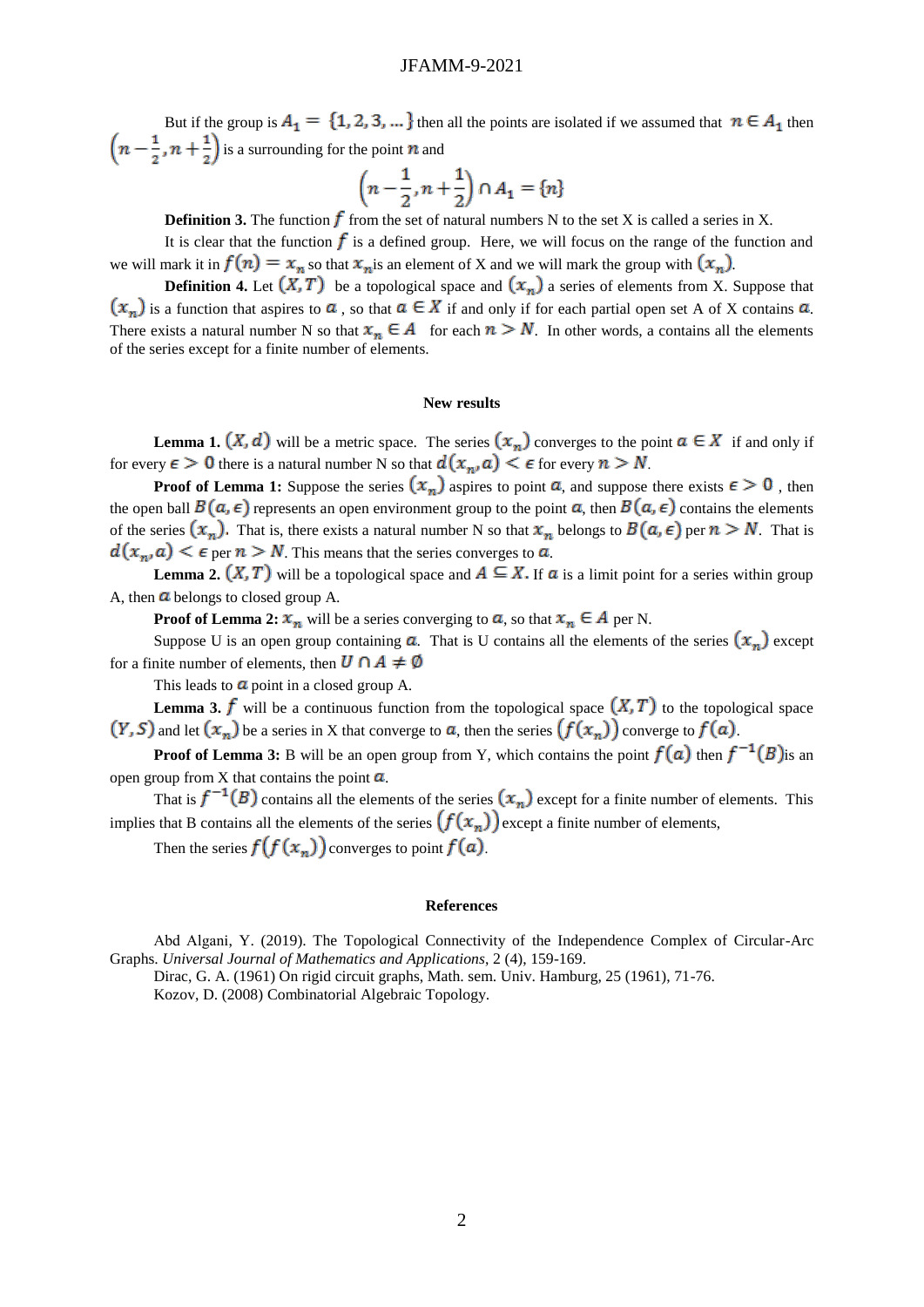But if the group is $A_1 = \{1, 2, 3, \dots\}$ then all the points are isolated if we assumed that $n \in A_1$ then $\left(n - \frac{1}{2}, n + \frac{1}{2}\right)$ is a surrounding for the point $n$ and

$$\left(n - \frac{1}{2}, n + \frac{1}{2}\right) \cap A_1 = \{n\}$$

**Definition 3.** The function $f$ from the set of natural numbers N to the set X is called a series in X.

It is clear that the function $f$ is a defined group. Here, we will focus on the range of the function and we will mark it in $f(n) = x_n$ so that $x_n$is an element of X and we will mark the group with $(x_n)$.

**Definition 4.** Let $(X, T)$ be a topological space and $(x_n)$ a series of elements from X. Suppose that $(x_n)$ is a function that aspires to $a$ , so that $a \in X$ if and only if for each partial open set A of X contains $a$. There exists a natural number N so that $x_n \in A$ for each $n > N$. In other words, a contains all the elements of the series except for a finite number of elements.

## New results

**Lemma 1.** $(X, d)$ will be a metric space. The series $(x_n)$ converges to the point $a \in X$ if and only if for every $\epsilon > 0$ there is a natural number N so that $d(x_n, a) < \epsilon$ for every $n > N$.

**Proof of Lemma 1:** Suppose the series $(x_n)$ aspires to point $a$, and suppose there exists $\epsilon > 0$ , then the open ball $B(a, \epsilon)$ represents an open environment group to the point $a$, then $B(a, \epsilon)$ contains the elements of the series $(x_n)$. That is, there exists a natural number N so that $x_n$ belongs to $B(a, \epsilon)$ per $n > N$. That is $d(x_n, a) < \epsilon$ per $n > N$. This means that the series converges to $a$.

**Lemma 2.** $(X, T)$ will be a topological space and $A \subseteq X$. If $a$ is a limit point for a series within group A, then $a$ belongs to closed group A.

**Proof of Lemma 2:** $x_n$ will be a series converging to $a$, so that $x_n \in A$ per N.

Suppose U is an open group containing $a$. That is U contains all the elements of the series $(x_n)$ except for a finite number of elements, then $U \cap A \neq \emptyset$

This leads to $a$ point in a closed group A.

**Lemma 3.** $f$ will be a continuous function from the topological space $(X, T)$ to the topological space $(Y, S)$ and let $(x_n)$ be a series in X that converge to $a$, then the series $(f(x_n))$ converge to $f(a)$.

**Proof of Lemma 3:** B will be an open group from Y, which contains the point $f(a)$ then $f^{-1}(B)$is an open group from X that contains the point $a$.

That is $f^{-1}(B)$ contains all the elements of the series $(x_n)$ except for a finite number of elements. This implies that B contains all the elements of the series $(f(x_n))$ except a finite number of elements,

Then the series $f(f(x_n))$ converges to point $f(a)$.

## References

Abd Algani, Y. (2019). The Topological Connectivity of the Independence Complex of Circular-Arc Graphs. *Universal Journal of Mathematics and Applications*, 2 (4), 159-169.

Dirac, G. A. (1961) On rigid circuit graphs, Math. sem. Univ. Hamburg, 25 (1961), 71-76.

Kozov, D. (2008) Combinatorial Algebraic Topology.